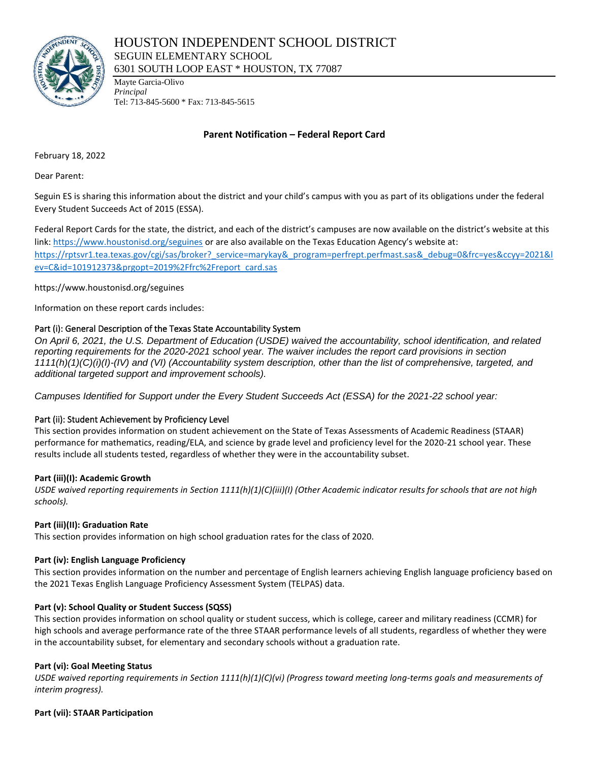# HOUSTON INDEPENDENT SCHOOL DISTRICT

SEGUIN ELEMENTARY SCHOOL
6301 SOUTH LOOP EAST * HOUSTON, TX 77087

Mayte Garcia-Olivo
*Principal*
Tel: 713-845-5600 * Fax: 713-845-5615

## Parent Notification – Federal Report Card

February 18, 2022

Dear Parent:

Seguin ES is sharing this information about the district and your child's campus with you as part of its obligations under the federal Every Student Succeeds Act of 2015 (ESSA).

Federal Report Cards for the state, the district, and each of the district's campuses are now available on the district's website at this link: https://www.houstonisd.org/seguines or are also available on the Texas Education Agency's website at: https://rptsvr1.tea.texas.gov/cgi/sas/broker?_service=marykay&_program=perfrept.perfmast.sas&_debug=0&frc=yes&ccyy=2021&lev=C&id=101912373&prgopt=2019%2Ffrc%2Freport_card.sas

https://www.houstonisd.org/seguines

Information on these report cards includes:

### Part (i): General Description of the Texas State Accountability System

*On April 6, 2021, the U.S. Department of Education (USDE) waived the accountability, school identification, and related reporting requirements for the 2020-2021 school year. The waiver includes the report card provisions in section 1111(h)(1)(C)(i)(I)-(IV) and (VI) (Accountability system description, other than the list of comprehensive, targeted, and additional targeted support and improvement schools).*

*Campuses Identified for Support under the Every Student Succeeds Act (ESSA) for the 2021-22 school year:*

### Part (ii): Student Achievement by Proficiency Level

This section provides information on student achievement on the State of Texas Assessments of Academic Readiness (STAAR) performance for mathematics, reading/ELA, and science by grade level and proficiency level for the 2020-21 school year. These results include all students tested, regardless of whether they were in the accountability subset.

### Part (iii)(I): Academic Growth

*USDE waived reporting requirements in Section 1111(h)(1)(C)(iii)(I) (Other Academic indicator results for schools that are not high schools).*

### Part (iii)(II): Graduation Rate

This section provides information on high school graduation rates for the class of 2020.

### Part (iv): English Language Proficiency

This section provides information on the number and percentage of English learners achieving English language proficiency based on the 2021 Texas English Language Proficiency Assessment System (TELPAS) data.

### Part (v): School Quality or Student Success (SQSS)

This section provides information on school quality or student success, which is college, career and military readiness (CCMR) for high schools and average performance rate of the three STAAR performance levels of all students, regardless of whether they were in the accountability subset, for elementary and secondary schools without a graduation rate.

### Part (vi): Goal Meeting Status

*USDE waived reporting requirements in Section 1111(h)(1)(C)(vi) (Progress toward meeting long-terms goals and measurements of interim progress).*

### Part (vii): STAAR Participation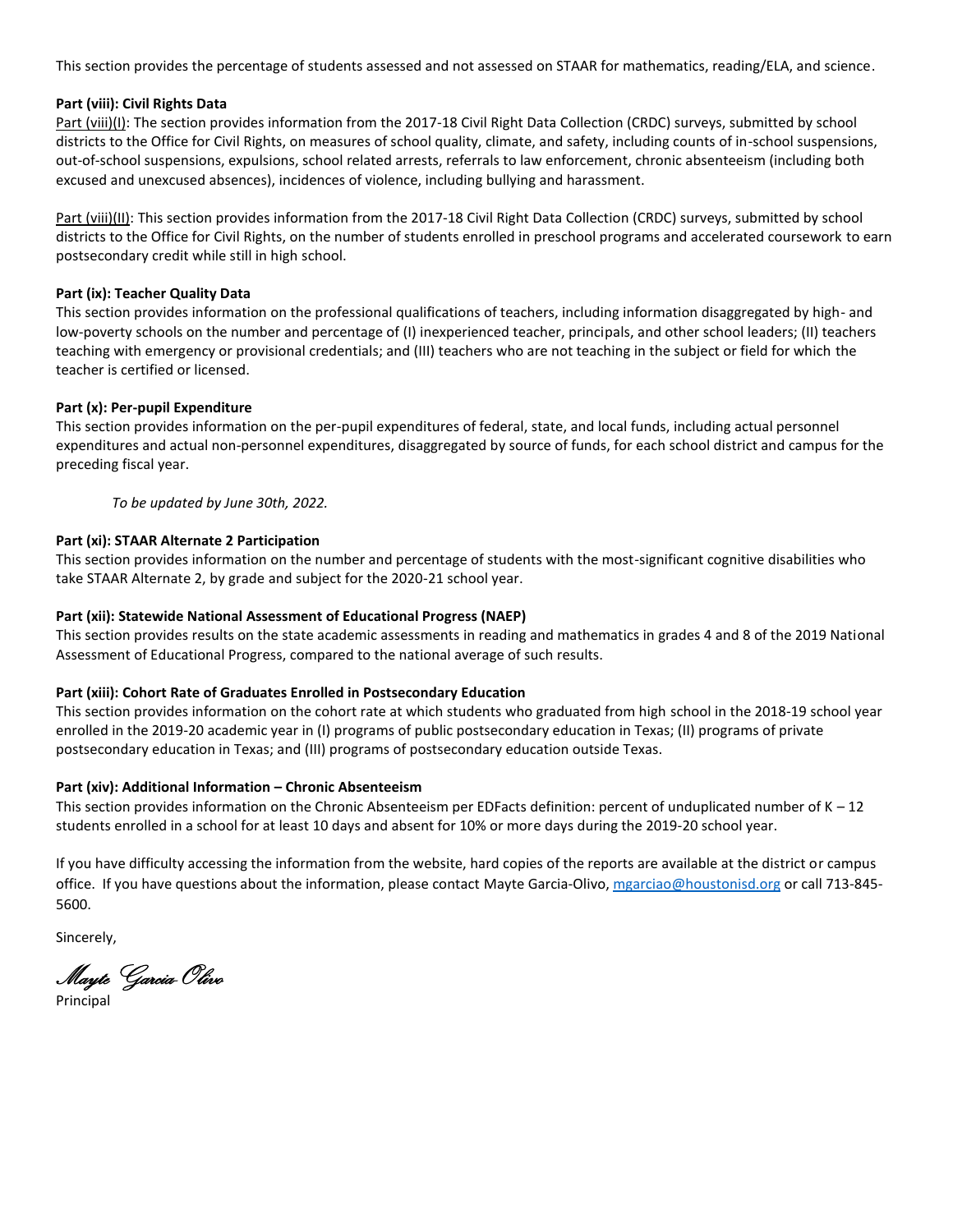This section provides the percentage of students assessed and not assessed on STAAR for mathematics, reading/ELA, and science.

**Part (viii): Civil Rights Data**

Part (viii)(I): The section provides information from the 2017-18 Civil Right Data Collection (CRDC) surveys, submitted by school districts to the Office for Civil Rights, on measures of school quality, climate, and safety, including counts of in-school suspensions, out-of-school suspensions, expulsions, school related arrests, referrals to law enforcement, chronic absenteeism (including both excused and unexcused absences), incidences of violence, including bullying and harassment.

Part (viii)(II): This section provides information from the 2017-18 Civil Right Data Collection (CRDC) surveys, submitted by school districts to the Office for Civil Rights, on the number of students enrolled in preschool programs and accelerated coursework to earn postsecondary credit while still in high school.

**Part (ix): Teacher Quality Data**

This section provides information on the professional qualifications of teachers, including information disaggregated by high- and low-poverty schools on the number and percentage of (I) inexperienced teacher, principals, and other school leaders; (II) teachers teaching with emergency or provisional credentials; and (III) teachers who are not teaching in the subject or field for which the teacher is certified or licensed.

**Part (x): Per-pupil Expenditure**

This section provides information on the per-pupil expenditures of federal, state, and local funds, including actual personnel expenditures and actual non-personnel expenditures, disaggregated by source of funds, for each school district and campus for the preceding fiscal year.

*To be updated by June 30th, 2022.*

**Part (xi): STAAR Alternate 2 Participation**

This section provides information on the number and percentage of students with the most-significant cognitive disabilities who take STAAR Alternate 2, by grade and subject for the 2020-21 school year.

**Part (xii): Statewide National Assessment of Educational Progress (NAEP)**

This section provides results on the state academic assessments in reading and mathematics in grades 4 and 8 of the 2019 National Assessment of Educational Progress, compared to the national average of such results.

**Part (xiii): Cohort Rate of Graduates Enrolled in Postsecondary Education**

This section provides information on the cohort rate at which students who graduated from high school in the 2018-19 school year enrolled in the 2019-20 academic year in (I) programs of public postsecondary education in Texas; (II) programs of private postsecondary education in Texas; and (III) programs of postsecondary education outside Texas.

**Part (xiv): Additional Information – Chronic Absenteeism**

This section provides information on the Chronic Absenteeism per EDFacts definition: percent of unduplicated number of K – 12 students enrolled in a school for at least 10 days and absent for 10% or more days during the 2019-20 school year.

If you have difficulty accessing the information from the website, hard copies of the reports are available at the district or campus office. If you have questions about the information, please contact Mayte Garcia-Olivo, mgarciao@houstonisd.org or call 713-845-5600.

Sincerely,

*Mayte Garcia Olivo*

Principal